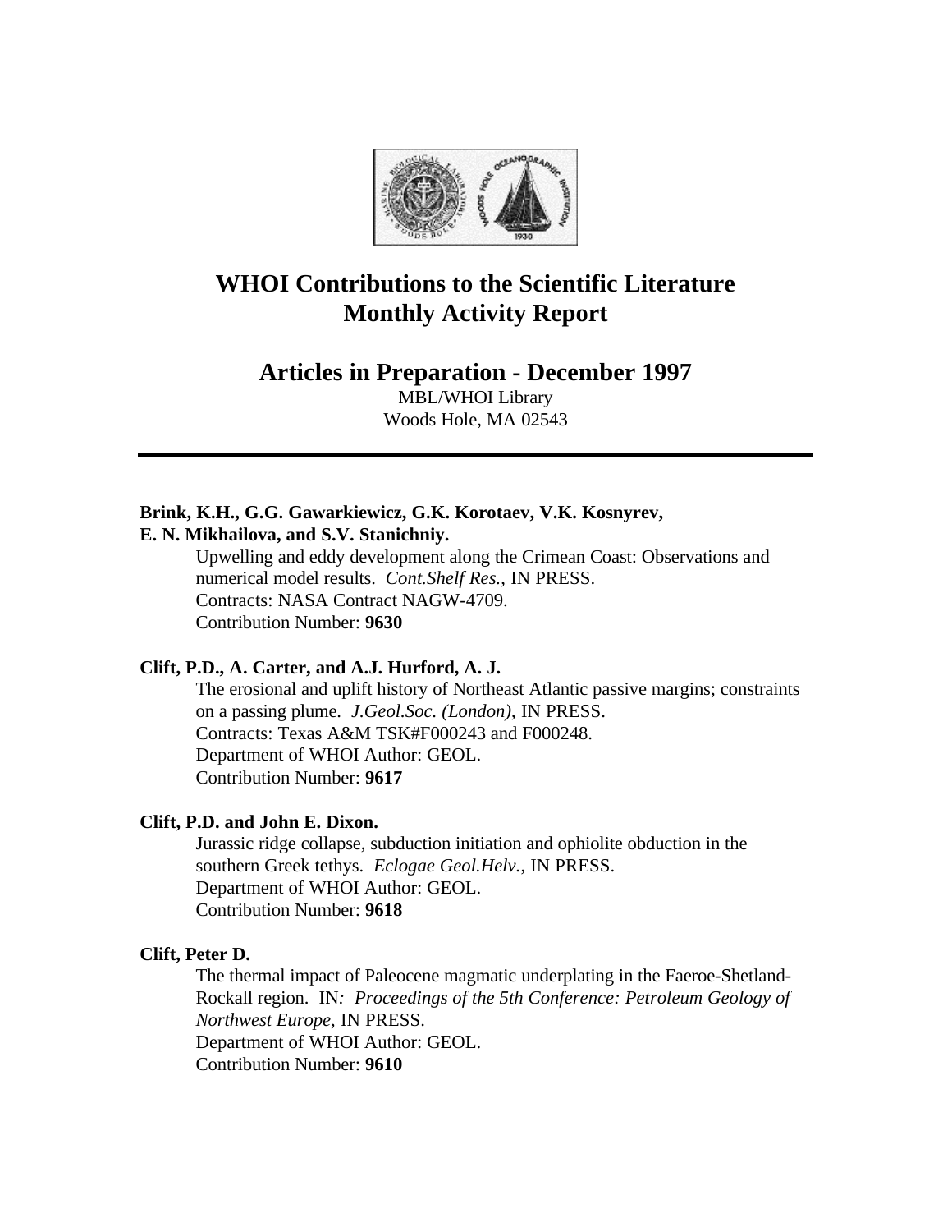# WHOI Contributions to the Scientific Literature Monthly Activity Report

## Articles in Preparation - December 1997

MBL/WHOI Library
Woods Hole, MA 02543

---

**Brink, K.H., G.G. Gawarkiewicz, G.K. Korotaev, V.K. Kosnyrev, E. N. Mikhailova, and S.V. Stanichniy.**

Upwelling and eddy development along the Crimean Coast: Observations and numerical model results. *Cont.Shelf Res.*, IN PRESS.
Contracts: NASA Contract NAGW-4709.
Contribution Number: **9630**

**Clift, P.D., A. Carter, and A.J. Hurford, A. J.**

The erosional and uplift history of Northeast Atlantic passive margins; constraints on a passing plume. *J.Geol.Soc. (London)*, IN PRESS.
Contracts: Texas A&M TSK#F000243 and F000248.
Department of WHOI Author: GEOL.
Contribution Number: **9617**

**Clift, P.D. and John E. Dixon.**

Jurassic ridge collapse, subduction initiation and ophiolite obduction in the southern Greek tethys. *Eclogae Geol.Helv.*, IN PRESS.
Department of WHOI Author: GEOL.
Contribution Number: **9618**

**Clift, Peter D.**

The thermal impact of Paleocene magmatic underplating in the Faeroe-Shetland-Rockall region. IN*: Proceedings of the 5th Conference: Petroleum Geology of Northwest Europe*, IN PRESS.
Department of WHOI Author: GEOL.
Contribution Number: **9610**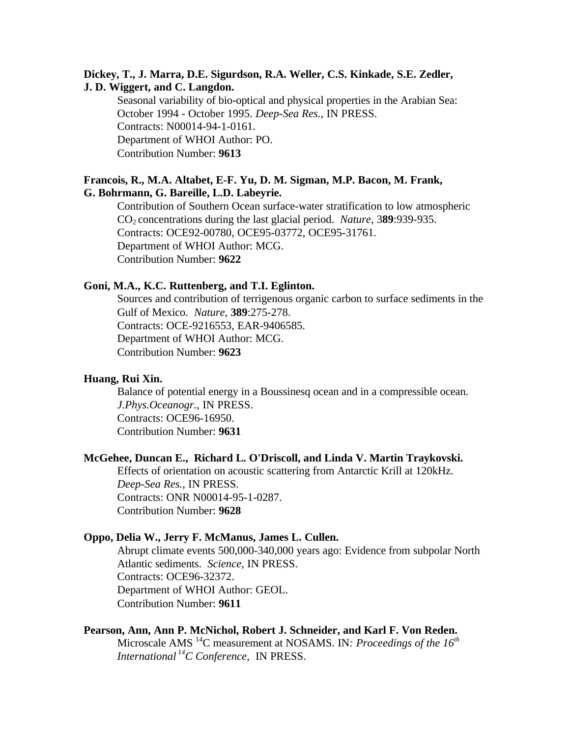**Dickey, T., J. Marra, D.E. Sigurdson, R.A. Weller, C.S. Kinkade, S.E. Zedler, J. D. Wiggert, and C. Langdon.**

Seasonal variability of bio-optical and physical properties in the Arabian Sea: October 1994 - October 1995. *Deep-Sea Res.*, IN PRESS.
Contracts: N00014-94-1-0161.
Department of WHOI Author: PO.
Contribution Number: **9613**

**Francois, R., M.A. Altabet, E-F. Yu, D. M. Sigman, M.P. Bacon, M. Frank, G. Bohrmann, G. Bareille, L.D. Labeyrie.**

Contribution of Southern Ocean surface-water stratification to low atmospheric $CO_2$ concentrations during the last glacial period. *Nature*, 3**89**:939-935.
Contracts: OCE92-00780, OCE95-03772, OCE95-31761.
Department of WHOI Author: MCG.
Contribution Number: **9622**

**Goni, M.A., K.C. Ruttenberg, and T.I. Eglinton.**

Sources and contribution of terrigenous organic carbon to surface sediments in the Gulf of Mexico. *Nature*, **389**:275-278.
Contracts: OCE-9216553, EAR-9406585.
Department of WHOI Author: MCG.
Contribution Number: **9623**

**Huang, Rui Xin.**

Balance of potential energy in a Boussinesq ocean and in a compressible ocean. *J.Phys.Oceanogr.*, IN PRESS.
Contracts: OCE96-16950.
Contribution Number: **9631**

**McGehee, Duncan E., Richard L. O'Driscoll, and Linda V. Martin Traykovski.**

Effects of orientation on acoustic scattering from Antarctic Krill at 120kHz. *Deep-Sea Res.*, IN PRESS.
Contracts: ONR N00014-95-1-0287.
Contribution Number: **9628**

**Oppo, Delia W., Jerry F. McManus, James L. Cullen.**

Abrupt climate events 500,000-340,000 years ago: Evidence from subpolar North Atlantic sediments. *Science*, IN PRESS.
Contracts: OCE96-32372.
Department of WHOI Author: GEOL.
Contribution Number: **9611**

**Pearson, Ann, Ann P. McNichol, Robert J. Schneider, and Karl F. Von Reden.**

Microscale AMS $^{14}C$ measurement at NOSAMS. IN*: Proceedings of the $16^{th}$ International $^{14}C$ Conference*, IN PRESS.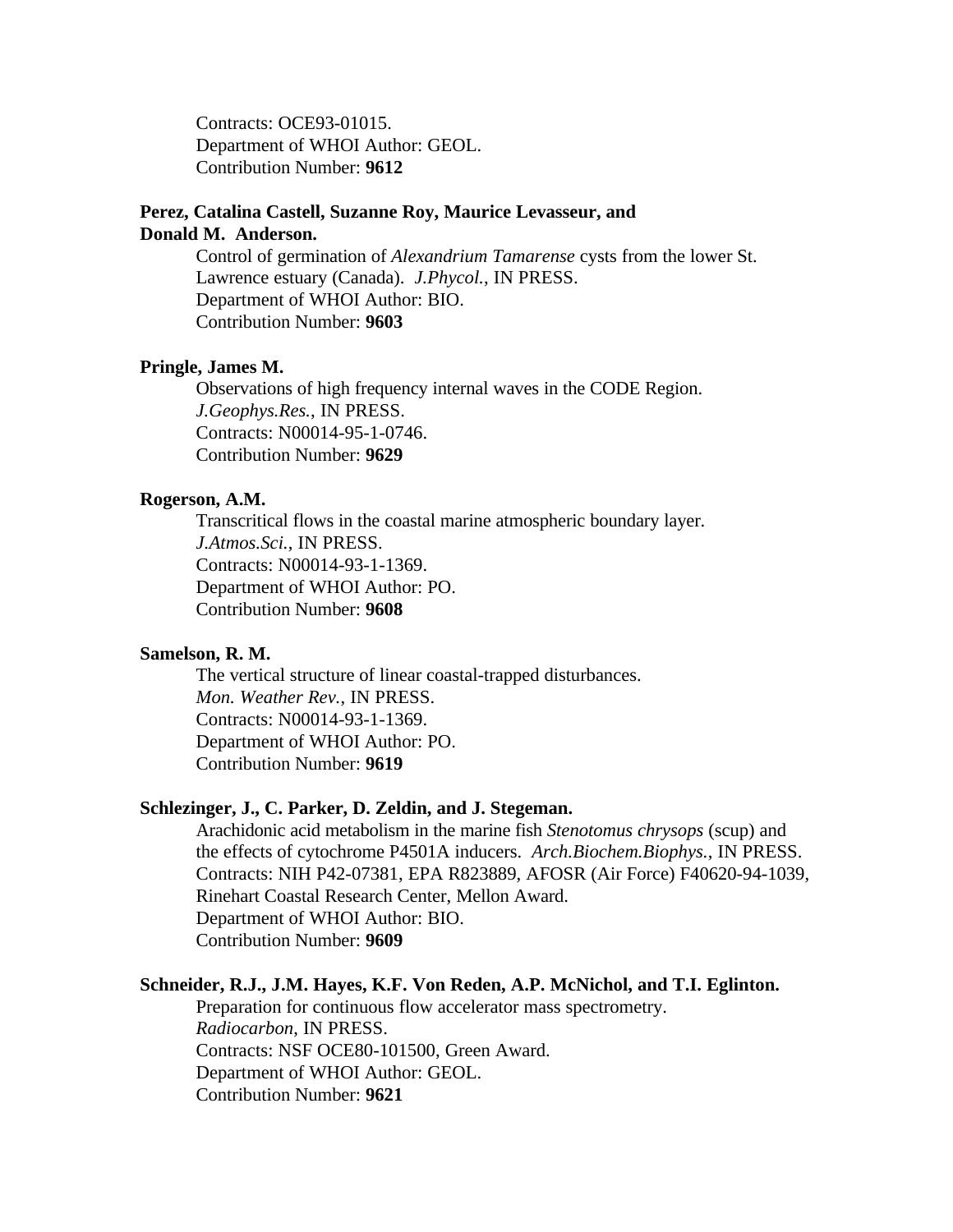Contracts: OCE93-01015.
Department of WHOI Author: GEOL.
Contribution Number: **9612**

**Perez, Catalina Castell, Suzanne Roy, Maurice Levasseur, and Donald M. Anderson.**
Control of germination of *Alexandrium Tamarense* cysts from the lower St. Lawrence estuary (Canada). *J.Phycol.*, IN PRESS.
Department of WHOI Author: BIO.
Contribution Number: **9603**

**Pringle, James M.**
Observations of high frequency internal waves in the CODE Region. *J.Geophys.Res.*, IN PRESS.
Contracts: N00014-95-1-0746.
Contribution Number: **9629**

**Rogerson, A.M.**
Transcritical flows in the coastal marine atmospheric boundary layer. *J.Atmos.Sci.*, IN PRESS.
Contracts: N00014-93-1-1369.
Department of WHOI Author: PO.
Contribution Number: **9608**

**Samelson, R. M.**
The vertical structure of linear coastal-trapped disturbances. *Mon. Weather Rev.*, IN PRESS.
Contracts: N00014-93-1-1369.
Department of WHOI Author: PO.
Contribution Number: **9619**

**Schlezinger, J., C. Parker, D. Zeldin, and J. Stegeman.**
Arachidonic acid metabolism in the marine fish *Stenotomus chrysops* (scup) and the effects of cytochrome P4501A inducers. *Arch.Biochem.Biophys.*, IN PRESS.
Contracts: NIH P42-07381, EPA R823889, AFOSR (Air Force) F40620-94-1039, Rinehart Coastal Research Center, Mellon Award.
Department of WHOI Author: BIO.
Contribution Number: **9609**

**Schneider, R.J., J.M. Hayes, K.F. Von Reden, A.P. McNichol, and T.I. Eglinton.**
Preparation for continuous flow accelerator mass spectrometry. *Radiocarbon*, IN PRESS.
Contracts: NSF OCE80-101500, Green Award.
Department of WHOI Author: GEOL.
Contribution Number: **9621**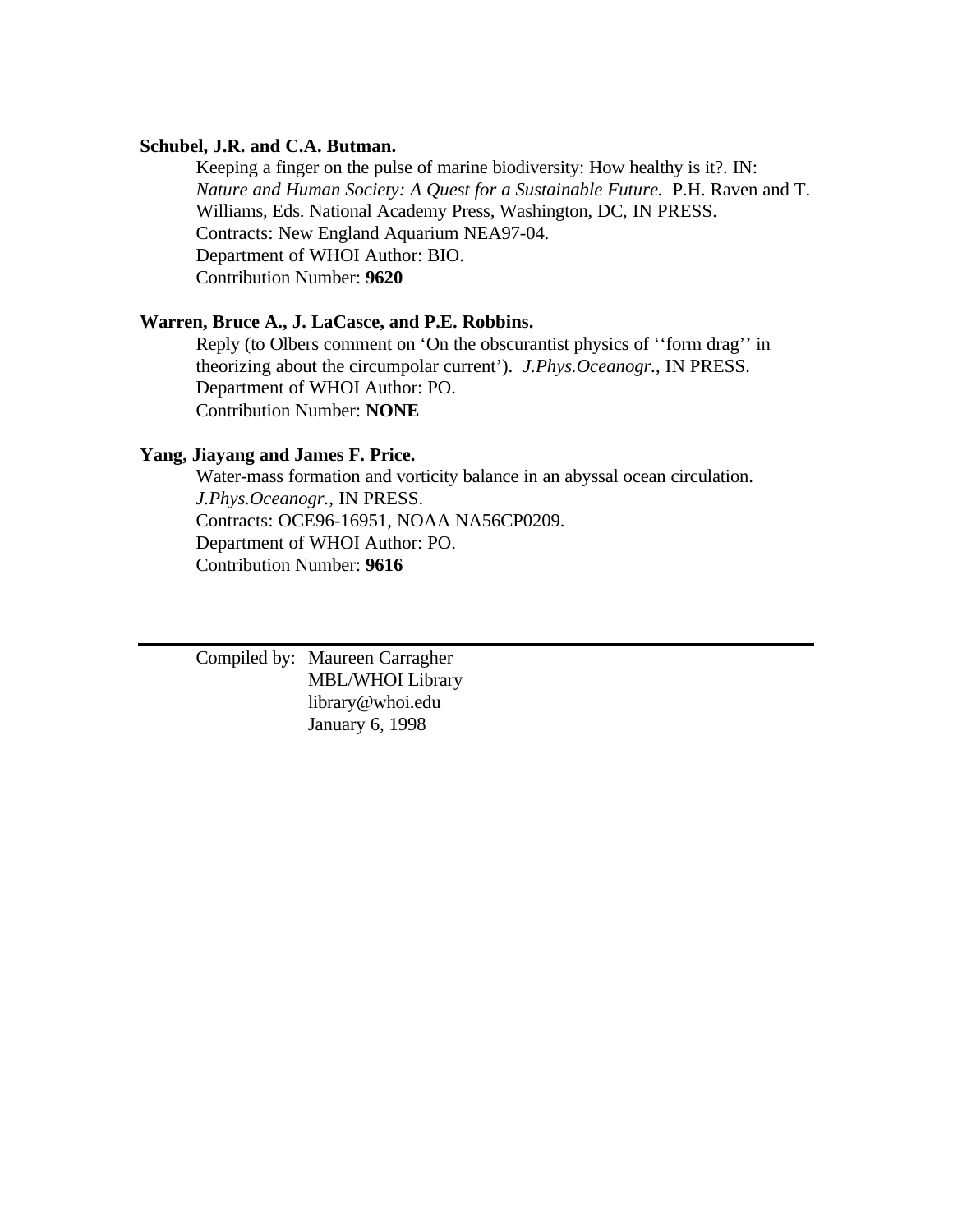**Schubel, J.R. and C.A. Butman.**

Keeping a finger on the pulse of marine biodiversity: How healthy is it?. IN: *Nature and Human Society: A Quest for a Sustainable Future.* P.H. Raven and T. Williams, Eds. National Academy Press, Washington, DC, IN PRESS.
Contracts: New England Aquarium NEA97-04.
Department of WHOI Author: BIO.
Contribution Number: **9620**

**Warren, Bruce A., J. LaCasce, and P.E. Robbins.**

Reply (to Olbers comment on 'On the obscurantist physics of ''form drag'' in theorizing about the circumpolar current'). *J.Phys.Oceanogr.*, IN PRESS.
Department of WHOI Author: PO.
Contribution Number: **NONE**

**Yang, Jiayang and James F. Price.**

Water-mass formation and vorticity balance in an abyssal ocean circulation. *J.Phys.Oceanogr.*, IN PRESS.
Contracts: OCE96-16951, NOAA NA56CP0209.
Department of WHOI Author: PO.
Contribution Number: **9616**

---

Compiled by: Maureen Carragher
MBL/WHOI Library
library@whoi.edu
January 6, 1998